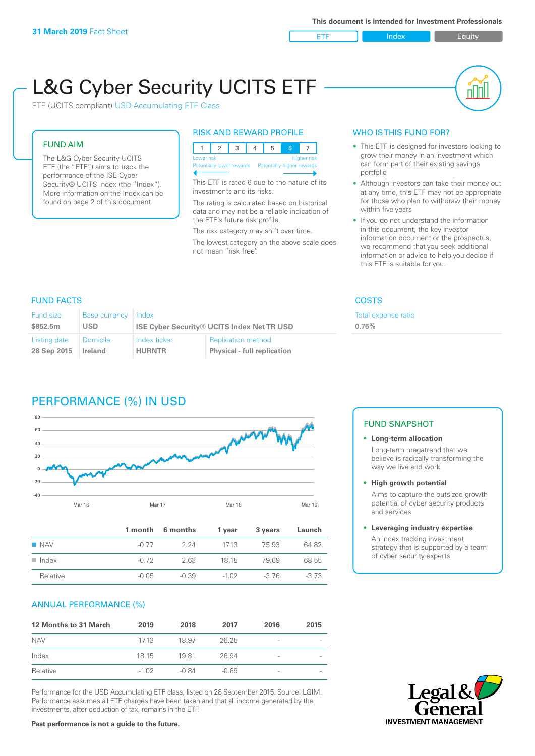**31 March 2019** Fact Sheet

**This document is intended for Investment Professionals**

ETF | Index | Equity

# L&G Cyber Security UCITS ETF

ETF (UCITS compliant) USD Accumulating ETF Class

## FUND AIM

The L&G Cyber Security UCITS ETF (the "ETF") aims to track the performance of the ISE Cyber Security® UCITS Index (the "Index"). More information on the Index can be found on page 2 of this document.

## RISK AND REWARD PROFILE

| 1 | 2 | 3 | 4 | 5 | 6 | 7 |
|---|---|---|---|---|---|---|

Lower risk — Higher risk
Potentially lower rewards — Potentially higher rewards

This ETF is rated 6 due to the nature of its investments and its risks.

The rating is calculated based on historical data and may not be a reliable indication of the ETF's future risk profile.

The risk category may shift over time.

The lowest category on the above scale does not mean "risk free".

## WHO IS THIS FUND FOR?

- This ETF is designed for investors looking to grow their money in an investment which can form part of their existing savings portfolio
- Although investors can take their money out at any time, this ETF may not be appropriate for those who plan to withdraw their money within five years
- If you do not understand the information in this document, the key investor information document or the prospectus, we recommend that you seek additional information or advice to help you decide if this ETF is suitable for you.

## FUND FACTS

| Fund size | Base currency | Index | |
|---|---|---|---|
| **$852.5m** | **USD** | **ISE Cyber Security® UCITS Index Net TR USD** | |
| **Listing date** | **Domicile** | **Index ticker** | **Replication method** |
| **28 Sep 2015** | **Ireland** | **HURNTR** | **Physical - full replication** |

## COSTS

| Total expense ratio |
|---|
| **0.75%** |

## PERFORMANCE (%) IN USD

| | 1 month | 6 months | 1 year | 3 years | Launch |
|---|---|---|---|---|---|
| NAV | -0.77 | 2.24 | 17.13 | 75.93 | 64.82 |
| Index | -0.72 | 2.63 | 18.15 | 79.69 | 68.55 |
| Relative | -0.05 | -0.39 | -1.02 | -3.76 | -3.73 |

## ANNUAL PERFORMANCE (%)

| 12 Months to 31 March | 2019 | 2018 | 2017 | 2016 | 2015 |
|---|---|---|---|---|---|
| NAV | 17.13 | 18.97 | 26.25 | - | - |
| Index | 18.15 | 19.81 | 26.94 | - | - |
| Relative | -1.02 | -0.84 | -0.69 | - | - |

Performance for the USD Accumulating ETF class, listed on 28 September 2015. Source: LGIM. Performance assumes all ETF charges have been taken and that all income generated by the investments, after deduction of tax, remains in the ETF.

**Past performance is not a guide to the future.**

## FUND SNAPSHOT

- **Long-term allocation**
  Long-term megatrend that we believe is radically transforming the way we live and work
- **High growth potential**
  Aims to capture the outsized growth potential of cyber security products and services
- **Leveraging industry expertise**
  An index tracking investment strategy that is supported by a team of cyber security experts

Legal & General INVESTMENT MANAGEMENT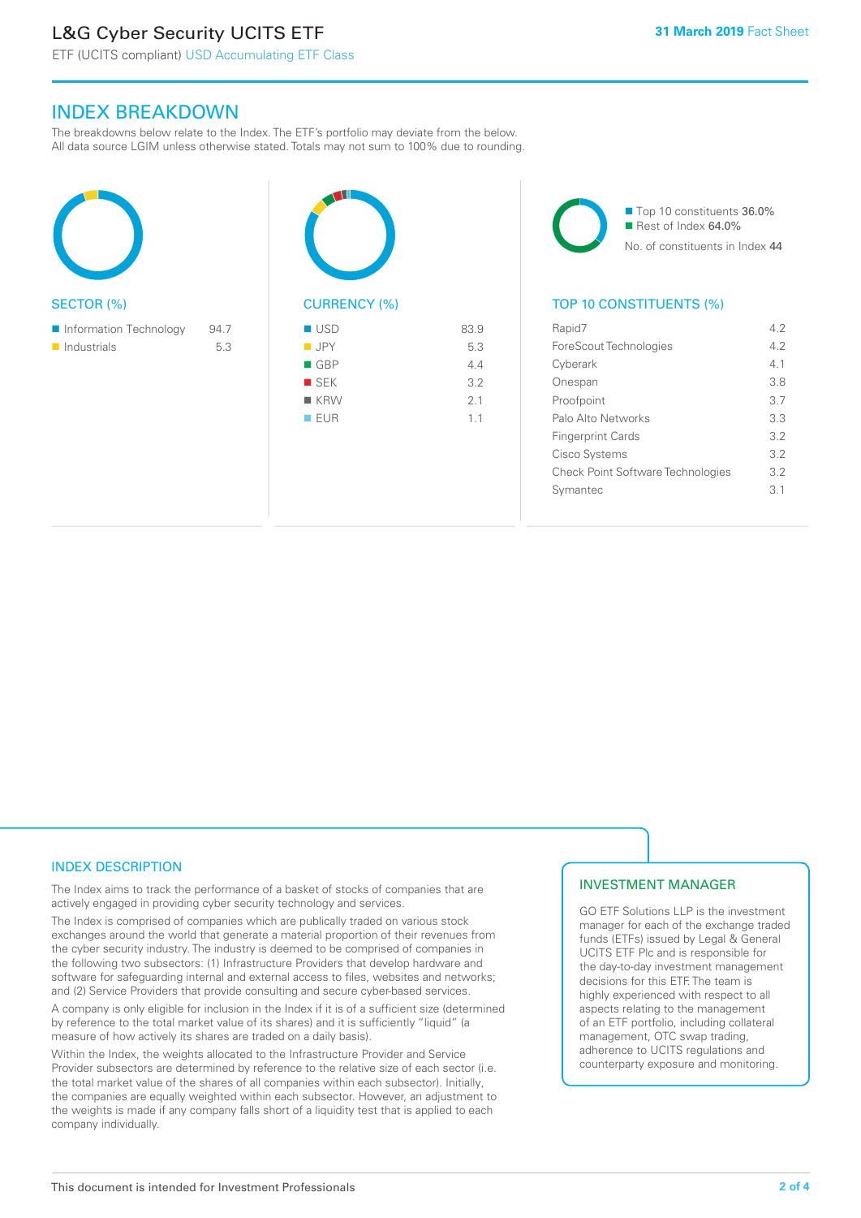# INDEX BREAKDOWN

The breakdowns below relate to the Index. The ETF's portfolio may deviate from the below. All data source LGIM unless otherwise stated. Totals may not sum to 100% due to rounding.

## SECTOR (%)

| Sector | % |
| --- | --- |
| Information Technology | 94.7 |
| Industrials | 5.3 |

## CURRENCY (%)

| Currency | % |
| --- | --- |
| USD | 83.9 |
| JPY | 5.3 |
| GBP | 4.4 |
| SEK | 3.2 |
| KRW | 2.1 |
| EUR | 1.1 |

Top 10 constituents 36.0%
Rest of Index 64.0%
No. of constituents in Index 44

## TOP 10 CONSTITUENTS (%)

| Constituent | % |
| --- | --- |
| Rapid7 | 4.2 |
| ForeScout Technologies | 4.2 |
| Cyberark | 4.1 |
| Onespan | 3.8 |
| Proofpoint | 3.7 |
| Palo Alto Networks | 3.3 |
| Fingerprint Cards | 3.2 |
| Cisco Systems | 3.2 |
| Check Point Software Technologies | 3.2 |
| Symantec | 3.1 |

## INDEX DESCRIPTION

The Index aims to track the performance of a basket of stocks of companies that are actively engaged in providing cyber security technology and services.

The Index is comprised of companies which are publically traded on various stock exchanges around the world that generate a material proportion of their revenues from the cyber security industry. The industry is deemed to be comprised of companies in the following two subsectors: (1) Infrastructure Providers that develop hardware and software for safeguarding internal and external access to files, websites and networks; and (2) Service Providers that provide consulting and secure cyber-based services.

A company is only eligible for inclusion in the Index if it is of a sufficient size (determined by reference to the total market value of its shares) and it is sufficiently "liquid" (a measure of how actively its shares are traded on a daily basis).

Within the Index, the weights allocated to the Infrastructure Provider and Service Provider subsectors are determined by reference to the relative size of each sector (i.e. the total market value of the shares of all companies within each subsector). Initially, the companies are equally weighted within each subsector. However, an adjustment to the weights is made if any company falls short of a liquidity test that is applied to each company individually.

## INVESTMENT MANAGER

GO ETF Solutions LLP is the investment manager for each of the exchange traded funds (ETFs) issued by Legal & General UCITS ETF Plc and is responsible for the day-to-day investment management decisions for this ETF. The team is highly experienced with respect to all aspects relating to the management of an ETF portfolio, including collateral management, OTC swap trading, adherence to UCITS regulations and counterparty exposure and monitoring.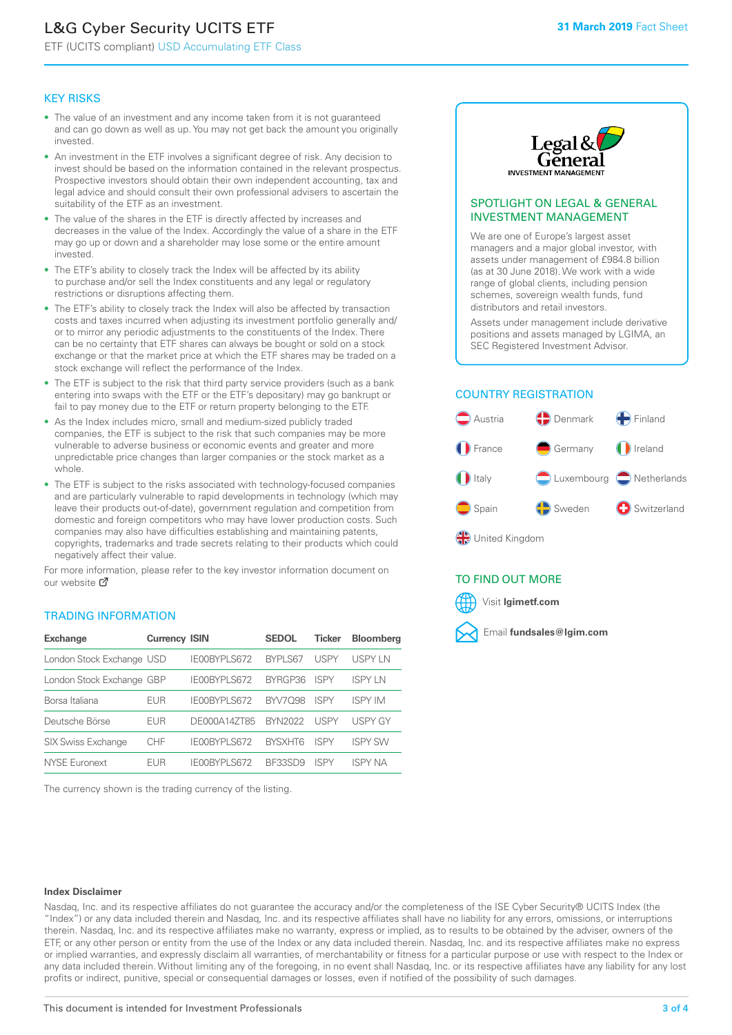# L&G Cyber Security UCITS ETF

ETF (UCITS compliant) USD Accumulating ETF Class

**31 March 2019** Fact Sheet

## KEY RISKS

- The value of an investment and any income taken from it is not guaranteed and can go down as well as up. You may not get back the amount you originally invested.
- An investment in the ETF involves a significant degree of risk. Any decision to invest should be based on the information contained in the relevant prospectus. Prospective investors should obtain their own independent accounting, tax and legal advice and should consult their own professional advisers to ascertain the suitability of the ETF as an investment.
- The value of the shares in the ETF is directly affected by increases and decreases in the value of the Index. Accordingly the value of a share in the ETF may go up or down and a shareholder may lose some or the entire amount invested.
- The ETF's ability to closely track the Index will be affected by its ability to purchase and/or sell the Index constituents and any legal or regulatory restrictions or disruptions affecting them.
- The ETF's ability to closely track the Index will also be affected by transaction costs and taxes incurred when adjusting its investment portfolio generally and/or to mirror any periodic adjustments to the constituents of the Index. There can be no certainty that ETF shares can always be bought or sold on a stock exchange or that the market price at which the ETF shares may be traded on a stock exchange will reflect the performance of the Index.
- The ETF is subject to the risk that third party service providers (such as a bank entering into swaps with the ETF or the ETF's depositary) may go bankrupt or fail to pay money due to the ETF or return property belonging to the ETF.
- As the Index includes micro, small and medium-sized publicly traded companies, the ETF is subject to the risk that such companies may be more vulnerable to adverse business or economic events and greater and more unpredictable price changes than larger companies or the stock market as a whole.
- The ETF is subject to the risks associated with technology-focused companies and are particularly vulnerable to rapid developments in technology (which may leave their products out-of-date), government regulation and competition from domestic and foreign competitors who may have lower production costs. Such companies may also have difficulties establishing and maintaining patents, copyrights, trademarks and trade secrets relating to their products which could negatively affect their value.

For more information, please refer to the key investor information document on our website

## TRADING INFORMATION

| Exchange | Currency | ISIN | SEDOL | Ticker | Bloomberg |
|---|---|---|---|---|---|
| London Stock Exchange | USD | IE00BYPLS672 | BYPLS67 | USPY | USPY LN |
| London Stock Exchange | GBP | IE00BYPLS672 | BYRGP36 | ISPY | ISPY LN |
| Borsa Italiana | EUR | IE00BYPLS672 | BYV7Q98 | ISPY | ISPY IM |
| Deutsche Börse | EUR | DE000A14ZT85 | BYN2022 | USPY | USPY GY |
| SIX Swiss Exchange | CHF | IE00BYPLS672 | BYSXHT6 | ISPY | ISPY SW |
| NYSE Euronext | EUR | IE00BYPLS672 | BF33SD9 | ISPY | ISPY NA |

The currency shown is the trading currency of the listing.

## SPOTLIGHT ON LEGAL & GENERAL INVESTMENT MANAGEMENT

We are one of Europe's largest asset managers and a major global investor, with assets under management of £984.8 billion (as at 30 June 2018). We work with a wide range of global clients, including pension schemes, sovereign wealth funds, fund distributors and retail investors.

Assets under management include derivative positions and assets managed by LGIMA, an SEC Registered Investment Advisor.

## COUNTRY REGISTRATION

- Austria
- Denmark
- Finland
- France
- Germany
- Ireland
- Italy
- Luxembourg
- Netherlands
- Spain
- Sweden
- Switzerland
- United Kingdom

## TO FIND OUT MORE

Visit **lgimetf.com**

Email **fundsales@lgim.com**

**Index Disclaimer**

Nasdaq, Inc. and its respective affiliates do not guarantee the accuracy and/or the completeness of the ISE Cyber Security® UCITS Index (the "Index") or any data included therein and Nasdaq, Inc. and its respective affiliates shall have no liability for any errors, omissions, or interruptions therein. Nasdaq, Inc. and its respective affiliates make no warranty, express or implied, as to results to be obtained by the adviser, owners of the ETF, or any other person or entity from the use of the Index or any data included therein. Nasdaq, Inc. and its respective affiliates make no express or implied warranties, and expressly disclaim all warranties, of merchantability or fitness for a particular purpose or use with respect to the Index or any data included therein. Without limiting any of the foregoing, in no event shall Nasdaq, Inc. or its respective affiliates have any liability for any lost profits or indirect, punitive, special or consequential damages or losses, even if notified of the possibility of such damages.

This document is intended for Investment Professionals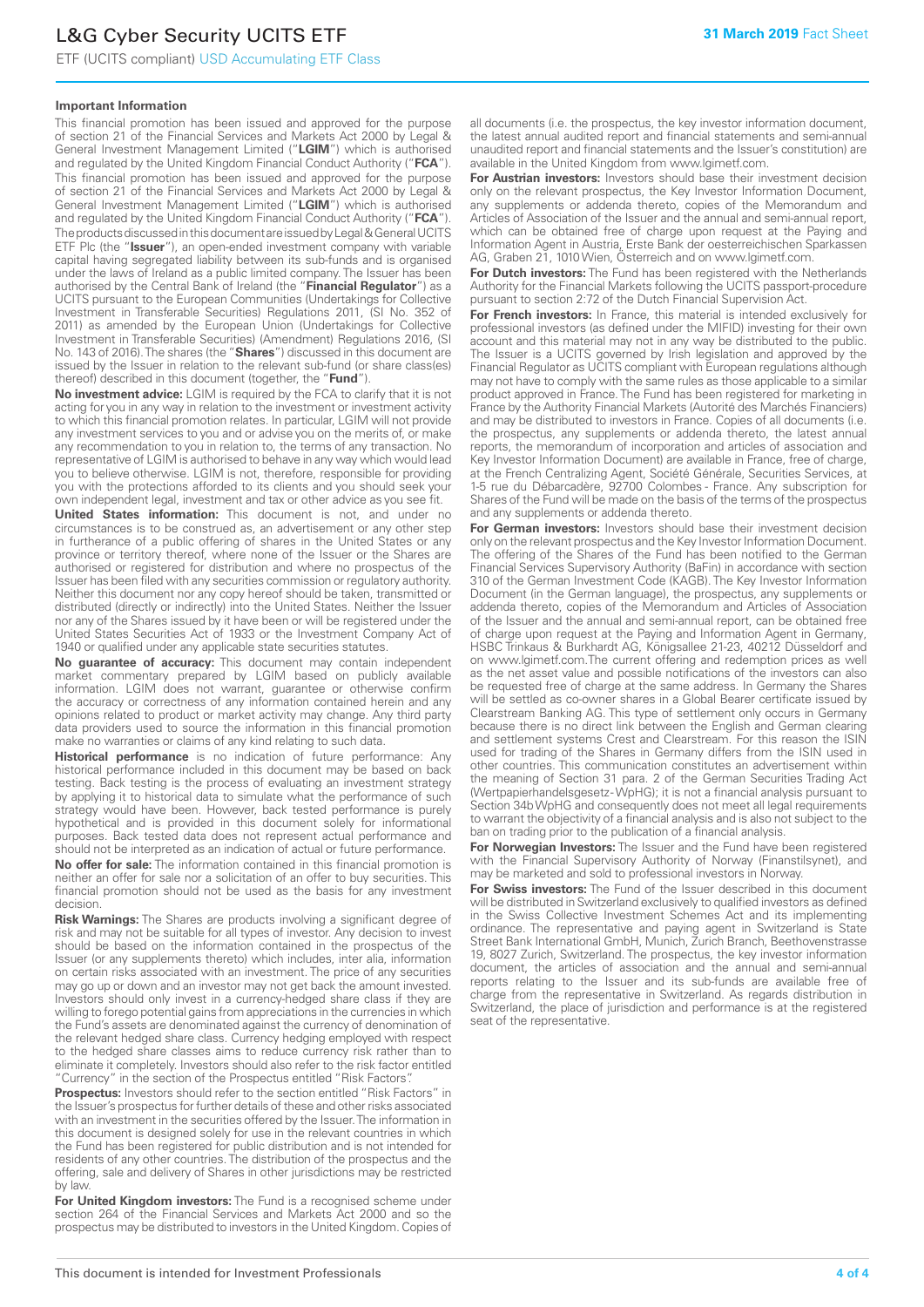## Important Information

This financial promotion has been issued and approved for the purpose of section 21 of the Financial Services and Markets Act 2000 by Legal & General Investment Management Limited ("**LGIM**") which is authorised and regulated by the United Kingdom Financial Conduct Authority ("**FCA**"). This financial promotion has been issued and approved for the purpose of section 21 of the Financial Services and Markets Act 2000 by Legal & General Investment Management Limited ("**LGIM**") which is authorised and regulated by the United Kingdom Financial Conduct Authority ("**FCA**"). The products discussed in this document are issued by Legal & General UCITS ETF Plc (the "**Issuer**"), an open-ended investment company with variable capital having segregated liability between its sub-funds and is organised under the laws of Ireland as a public limited company. The Issuer has been authorised by the Central Bank of Ireland (the "**Financial Regulator**") as a UCITS pursuant to the European Communities (Undertakings for Collective Investment in Transferable Securities) Regulations 2011, (SI No. 352 of 2011) as amended by the European Union (Undertakings for Collective Investment in Transferable Securities) (Amendment) Regulations 2016, (SI No. 143 of 2016). The shares (the "**Shares**") discussed in this document are issued by the Issuer in relation to the relevant sub-fund (or share class(es) thereof) described in this document (together, the "**Fund**").

**No investment advice:** LGIM is required by the FCA to clarify that it is not acting for you in any way in relation to the investment or investment activity to which this financial promotion relates. In particular, LGIM will not provide any investment services to you and or advise you on the merits of, or make any recommendation to you in relation to, the terms of any transaction. No representative of LGIM is authorised to behave in any way which would lead you to believe otherwise. LGIM is not, therefore, responsible for providing you with the protections afforded to its clients and you should seek your own independent legal, investment and tax or other advice as you see fit.

**United States information:** This document is not, and under no circumstances is to be construed as, an advertisement or any other step in furtherance of a public offering of shares in the United States or any province or territory thereof, where none of the Issuer or the Shares are authorised or registered for distribution and where no prospectus of the Issuer has been filed with any securities commission or regulatory authority. Neither this document nor any copy hereof should be taken, transmitted or distributed (directly or indirectly) into the United States. Neither the Issuer nor any of the Shares issued by it have been or will be registered under the United States Securities Act of 1933 or the Investment Company Act of 1940 or qualified under any applicable state securities statutes.

**No guarantee of accuracy:** This document may contain independent market commentary prepared by LGIM based on publicly available information. LGIM does not warrant, guarantee or otherwise confirm the accuracy or correctness of any information contained herein and any opinions related to product or market activity may change. Any third party data providers used to source the information in this financial promotion make no warranties or claims of any kind relating to such data.

**Historical performance** is no indication of future performance: Any historical performance included in this document may be based on back testing. Back testing is the process of evaluating an investment strategy by applying it to historical data to simulate what the performance of such strategy would have been. However, back tested performance is purely hypothetical and is provided in this document solely for informational purposes. Back tested data does not represent actual performance and should not be interpreted as an indication of actual or future performance.

**No offer for sale:** The information contained in this financial promotion is neither an offer for sale nor a solicitation of an offer to buy securities. This financial promotion should not be used as the basis for any investment decision.

**Risk Warnings:** The Shares are products involving a significant degree of risk and may not be suitable for all types of investor. Any decision to invest should be based on the information contained in the prospectus of the Issuer (or any supplements thereto) which includes, inter alia, information on certain risks associated with an investment. The price of any securities may go up or down and an investor may not get back the amount invested. Investors should only invest in a currency-hedged share class if they are willing to forego potential gains from appreciations in the currencies in which the Fund's assets are denominated against the currency of denomination of the relevant hedged share class. Currency hedging employed with respect to the hedged share classes aims to reduce currency risk rather than to eliminate it completely. Investors should also refer to the risk factor entitled "Currency" in the section of the Prospectus entitled "Risk Factors".

**Prospectus:** Investors should refer to the section entitled "Risk Factors" in the Issuer's prospectus for further details of these and other risks associated with an investment in the securities offered by the Issuer. The information in this document is designed solely for use in the relevant countries in which the Fund has been registered for public distribution and is not intended for residents of any other countries. The distribution of the prospectus and the offering, sale and delivery of Shares in other jurisdictions may be restricted by law.

**For United Kingdom investors:** The Fund is a recognised scheme under section 264 of the Financial Services and Markets Act 2000 and so the prospectus may be distributed to investors in the United Kingdom. Copies of all documents (i.e. the prospectus, the key investor information document, the latest annual audited report and financial statements and semi-annual unaudited report and financial statements and the Issuer's constitution) are available in the United Kingdom from www.lgimetf.com.

**For Austrian investors:** Investors should base their investment decision only on the relevant prospectus, the Key Investor Information Document, any supplements or addenda thereto, copies of the Memorandum and Articles of Association of the Issuer and the annual and semi-annual report, which can be obtained free of charge upon request at the Paying and Information Agent in Austria, Erste Bank der oesterreichischen Sparkassen AG, Graben 21, 1010 Wien, Österreich and on www.lgimetf.com.

**For Dutch investors:** The Fund has been registered with the Netherlands Authority for the Financial Markets following the UCITS passport-procedure pursuant to section 2:72 of the Dutch Financial Supervision Act.

**For French investors:** In France, this material is intended exclusively for professional investors (as defined under the MIFID) investing for their own account and this material may not in any way be distributed to the public. The Issuer is a UCITS governed by Irish legislation and approved by the Financial Regulator as UCITS compliant with European regulations although may not have to comply with the same rules as those applicable to a similar product approved in France. The Fund has been registered for marketing in France by the Authority Financial Markets (Autorité des Marchés Financiers) and may be distributed to investors in France. Copies of all documents (i.e. the prospectus, any supplements or addenda thereto, the latest annual reports, the memorandum of incorporation and articles of association and Key Investor Information Document) are available in France, free of charge, at the French Centralizing Agent, Société Générale, Securities Services, at 1-5 rue du Débarcadère, 92700 Colombes - France. Any subscription for Shares of the Fund will be made on the basis of the terms of the prospectus and any supplements or addenda thereto.

**For German investors:** Investors should base their investment decision only on the relevant prospectus and the Key Investor Information Document. The offering of the Shares of the Fund has been notified to the German Financial Services Supervisory Authority (BaFin) in accordance with section 310 of the German Investment Code (KAGB). The Key Investor Information Document (in the German language), the prospectus, any supplements or addenda thereto, copies of the Memorandum and Articles of Association of the Issuer and the annual and semi-annual report, can be obtained free of charge upon request at the Paying and Information Agent in Germany, HSBC Trinkaus & Burkhardt AG, Königsallee 21-23, 40212 Düsseldorf and on www.lgimetf.com.The current offering and redemption prices as well as the net asset value and possible notifications of the investors can also be requested free of charge at the same address. In Germany the Shares will be settled as co-owner shares in a Global Bearer certificate issued by Clearstream Banking AG. This type of settlement only occurs in Germany because there is no direct link between the English and German clearing and settlement systems Crest and Clearstream. For this reason the ISIN used for trading of the Shares in Germany differs from the ISIN used in other countries. This communication constitutes an advertisement within the meaning of Section 31 para. 2 of the German Securities Trading Act (Wertpapierhandelsgesetz - WpHG); it is not a financial analysis pursuant to Section 34b WpHG and consequently does not meet all legal requirements to warrant the objectivity of a financial analysis and is also not subject to the ban on trading prior to the publication of a financial analysis.

**For Norwegian Investors:** The Issuer and the Fund have been registered with the Financial Supervisory Authority of Norway (Finanstilsynet), and may be marketed and sold to professional investors in Norway.

**For Swiss investors:** The Fund of the Issuer described in this document will be distributed in Switzerland exclusively to qualified investors as defined in the Swiss Collective Investment Schemes Act and its implementing ordinance. The representative and paying agent in Switzerland is State Street Bank International GmbH, Munich, Zurich Branch, Beethovenstrasse 19, 8027 Zurich, Switzerland. The prospectus, the key investor information document, the articles of association and the annual and semi-annual reports relating to the Issuer and its sub-funds are available free of charge from the representative in Switzerland. As regards distribution in Switzerland, the place of jurisdiction and performance is at the registered seat of the representative.